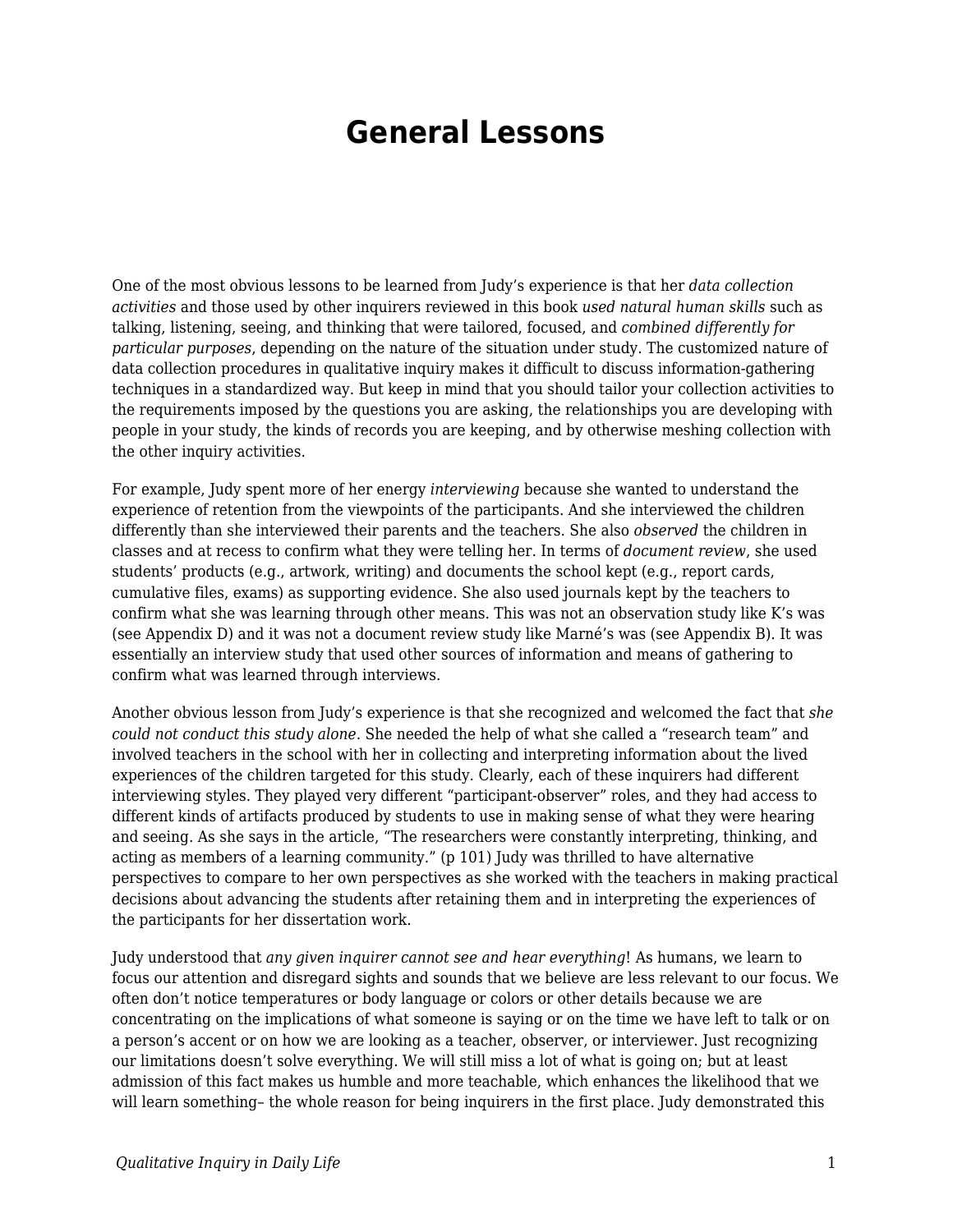# General Lessons

One of the most obvious lessons to be learned from Judy's experience is that her *data collection activities* and those used by other inquirers reviewed in this book *used natural human skills* such as talking, listening, seeing, and thinking that were tailored, focused, and *combined differently for particular purposes*, depending on the nature of the situation under study. The customized nature of data collection procedures in qualitative inquiry makes it difficult to discuss information-gathering techniques in a standardized way. But keep in mind that you should tailor your collection activities to the requirements imposed by the questions you are asking, the relationships you are developing with people in your study, the kinds of records you are keeping, and by otherwise meshing collection with the other inquiry activities.

For example, Judy spent more of her energy *interviewing* because she wanted to understand the experience of retention from the viewpoints of the participants. And she interviewed the children differently than she interviewed their parents and the teachers. She also *observed* the children in classes and at recess to confirm what they were telling her. In terms of *document review*, she used students' products (e.g., artwork, writing) and documents the school kept (e.g., report cards, cumulative files, exams) as supporting evidence. She also used journals kept by the teachers to confirm what she was learning through other means. This was not an observation study like K's was (see Appendix D) and it was not a document review study like Marné's was (see Appendix B). It was essentially an interview study that used other sources of information and means of gathering to confirm what was learned through interviews.

Another obvious lesson from Judy's experience is that she recognized and welcomed the fact that *she could not conduct this study alone*. She needed the help of what she called a "research team" and involved teachers in the school with her in collecting and interpreting information about the lived experiences of the children targeted for this study. Clearly, each of these inquirers had different interviewing styles. They played very different "participant-observer" roles, and they had access to different kinds of artifacts produced by students to use in making sense of what they were hearing and seeing. As she says in the article, "The researchers were constantly interpreting, thinking, and acting as members of a learning community." (p 101) Judy was thrilled to have alternative perspectives to compare to her own perspectives as she worked with the teachers in making practical decisions about advancing the students after retaining them and in interpreting the experiences of the participants for her dissertation work.

Judy understood that *any given inquirer cannot see and hear everything*! As humans, we learn to focus our attention and disregard sights and sounds that we believe are less relevant to our focus. We often don't notice temperatures or body language or colors or other details because we are concentrating on the implications of what someone is saying or on the time we have left to talk or on a person's accent or on how we are looking as a teacher, observer, or interviewer. Just recognizing our limitations doesn't solve everything. We will still miss a lot of what is going on; but at least admission of this fact makes us humble and more teachable, which enhances the likelihood that we will learn something– the whole reason for being inquirers in the first place. Judy demonstrated this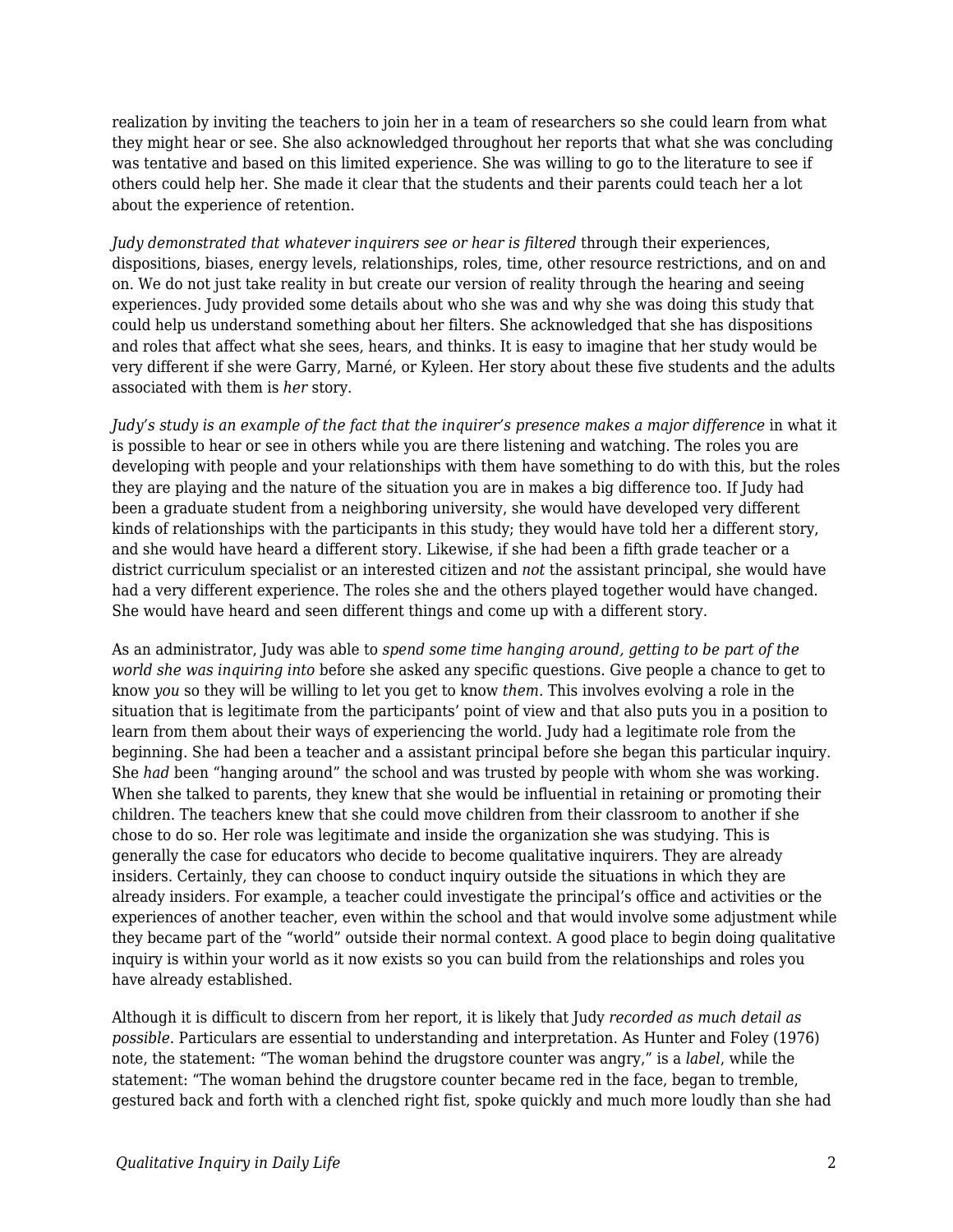realization by inviting the teachers to join her in a team of researchers so she could learn from what they might hear or see. She also acknowledged throughout her reports that what she was concluding was tentative and based on this limited experience. She was willing to go to the literature to see if others could help her. She made it clear that the students and their parents could teach her a lot about the experience of retention.

*Judy demonstrated that whatever inquirers see or hear is filtered* through their experiences, dispositions, biases, energy levels, relationships, roles, time, other resource restrictions, and on and on. We do not just take reality in but create our version of reality through the hearing and seeing experiences. Judy provided some details about who she was and why she was doing this study that could help us understand something about her filters. She acknowledged that she has dispositions and roles that affect what she sees, hears, and thinks. It is easy to imagine that her study would be very different if she were Garry, Marné, or Kyleen. Her story about these five students and the adults associated with them is *her* story.

*Judy's study is an example of the fact that the inquirer's presence makes a major difference* in what it is possible to hear or see in others while you are there listening and watching. The roles you are developing with people and your relationships with them have something to do with this, but the roles they are playing and the nature of the situation you are in makes a big difference too. If Judy had been a graduate student from a neighboring university, she would have developed very different kinds of relationships with the participants in this study; they would have told her a different story, and she would have heard a different story. Likewise, if she had been a fifth grade teacher or a district curriculum specialist or an interested citizen and *not* the assistant principal, she would have had a very different experience. The roles she and the others played together would have changed. She would have heard and seen different things and come up with a different story.

As an administrator, Judy was able to *spend some time hanging around, getting to be part of the world she was inquiring into* before she asked any specific questions. Give people a chance to get to know *you* so they will be willing to let you get to know *them*. This involves evolving a role in the situation that is legitimate from the participants' point of view and that also puts you in a position to learn from them about their ways of experiencing the world. Judy had a legitimate role from the beginning. She had been a teacher and a assistant principal before she began this particular inquiry. She *had* been "hanging around" the school and was trusted by people with whom she was working. When she talked to parents, they knew that she would be influential in retaining or promoting their children. The teachers knew that she could move children from their classroom to another if she chose to do so. Her role was legitimate and inside the organization she was studying. This is generally the case for educators who decide to become qualitative inquirers. They are already insiders. Certainly, they can choose to conduct inquiry outside the situations in which they are already insiders. For example, a teacher could investigate the principal's office and activities or the experiences of another teacher, even within the school and that would involve some adjustment while they became part of the "world" outside their normal context. A good place to begin doing qualitative inquiry is within your world as it now exists so you can build from the relationships and roles you have already established.

Although it is difficult to discern from her report, it is likely that Judy *recorded as much detail as possible*. Particulars are essential to understanding and interpretation. As Hunter and Foley (1976) note, the statement: "The woman behind the drugstore counter was angry," is a *label*, while the statement: "The woman behind the drugstore counter became red in the face, began to tremble, gestured back and forth with a clenched right fist, spoke quickly and much more loudly than she had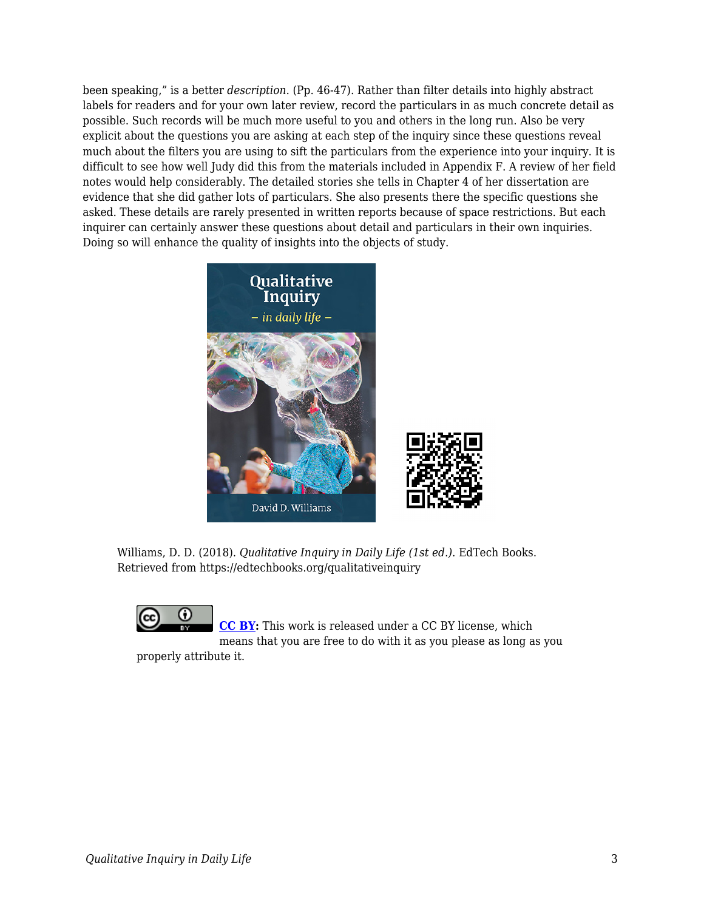been speaking," is a better *description*. (Pp. 46-47). Rather than filter details into highly abstract labels for readers and for your own later review, record the particulars in as much concrete detail as possible. Such records will be much more useful to you and others in the long run. Also be very explicit about the questions you are asking at each step of the inquiry since these questions reveal much about the filters you are using to sift the particulars from the experience into your inquiry. It is difficult to see how well Judy did this from the materials included in Appendix F. A review of her field notes would help considerably. The detailed stories she tells in Chapter 4 of her dissertation are evidence that she did gather lots of particulars. She also presents there the specific questions she asked. These details are rarely presented in written reports because of space restrictions. But each inquirer can certainly answer these questions about detail and particulars in their own inquiries. Doing so will enhance the quality of insights into the objects of study.

Williams, D. D. (2018). *Qualitative Inquiry in Daily Life (1st ed.)*. EdTech Books. Retrieved from https://edtechbooks.org/qualitativeinquiry

**CC BY:** This work is released under a CC BY license, which means that you are free to do with it as you please as long as you properly attribute it.